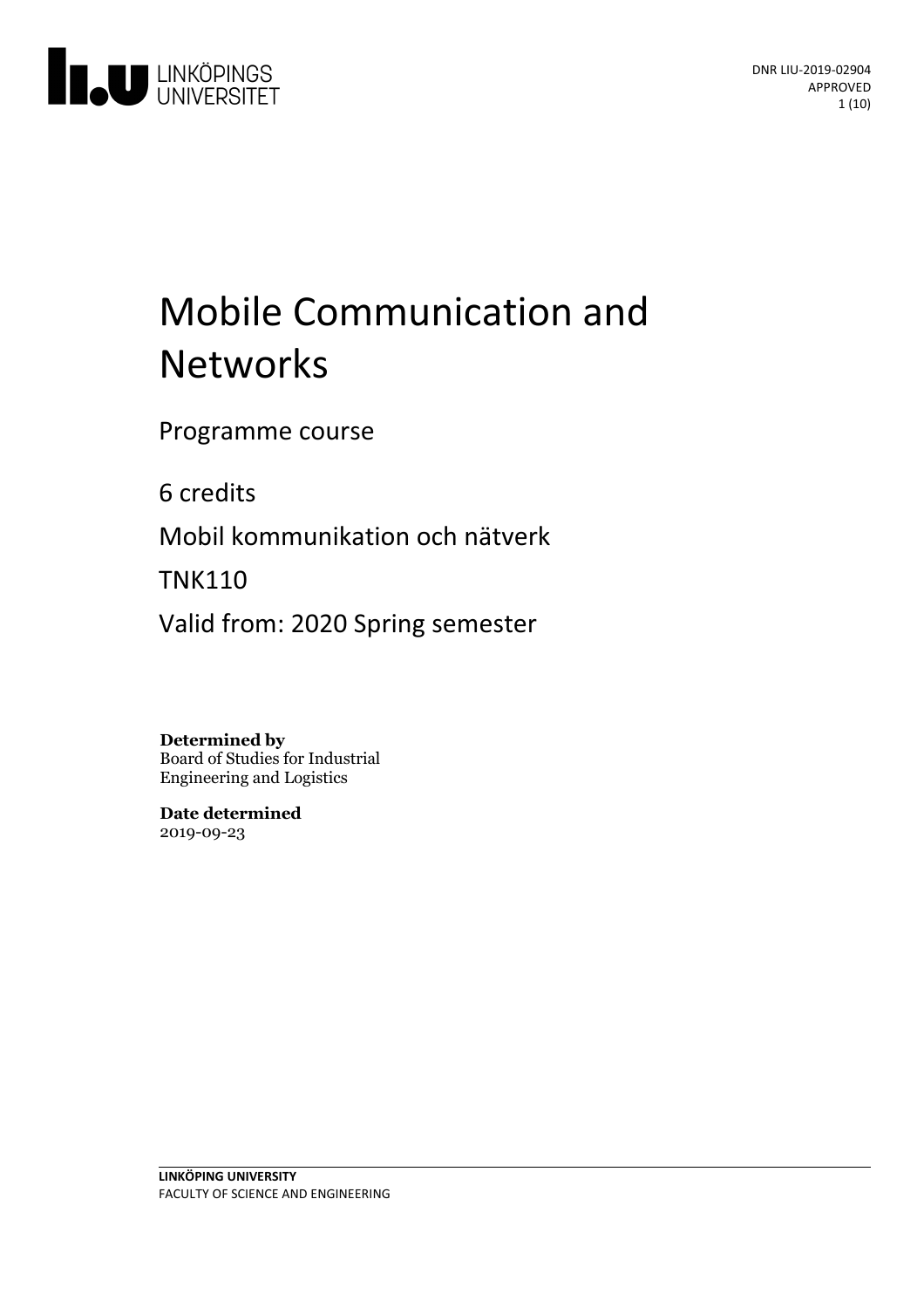DNR LIU-2019-02904
APPROVED

# Mobile Communication and Networks

Programme course

6 credits

Mobil kommunikation och nätverk

TNK110

Valid from: 2020 Spring semester

**Determined by**
Board of Studies for Industrial Engineering and Logistics

**Date determined**
2019-09-23

**LINKÖPING UNIVERSITY**
FACULTY OF SCIENCE AND ENGINEERING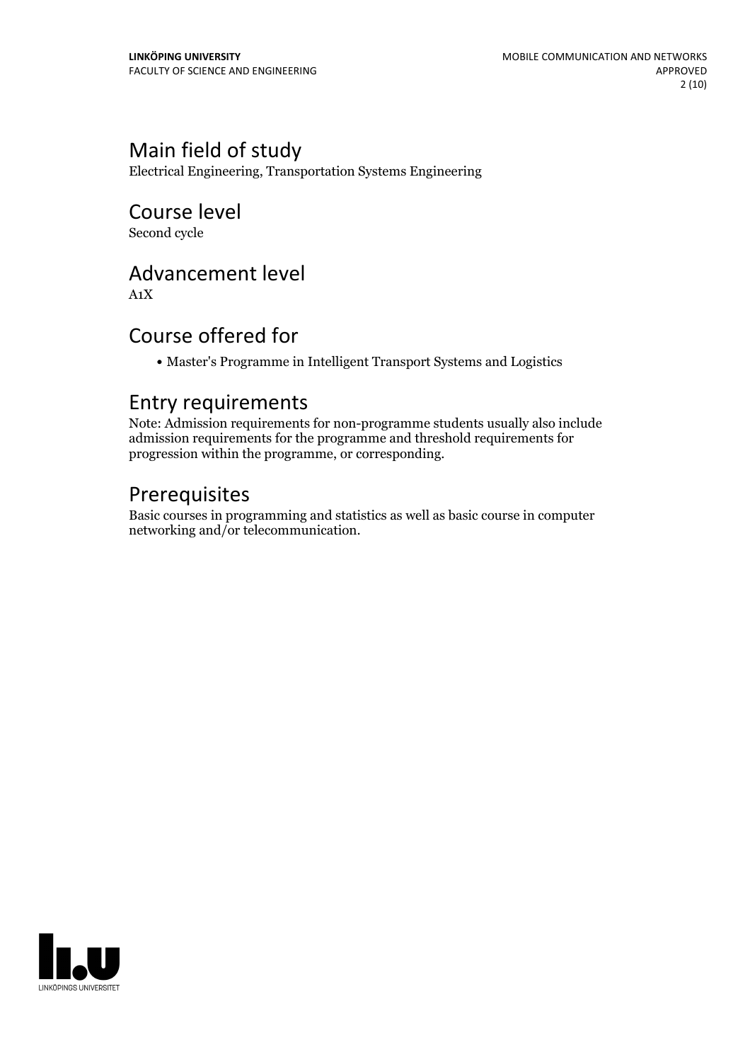## Main field of study

Electrical Engineering, Transportation Systems Engineering

## Course level

Second cycle

## Advancement level

A1X

## Course offered for

- Master's Programme in Intelligent Transport Systems and Logistics

## Entry requirements

Note: Admission requirements for non-programme students usually also include admission requirements for the programme and threshold requirements for progression within the programme, or corresponding.

## Prerequisites

Basic courses in programming and statistics as well as basic course in computer networking and/or telecommunication.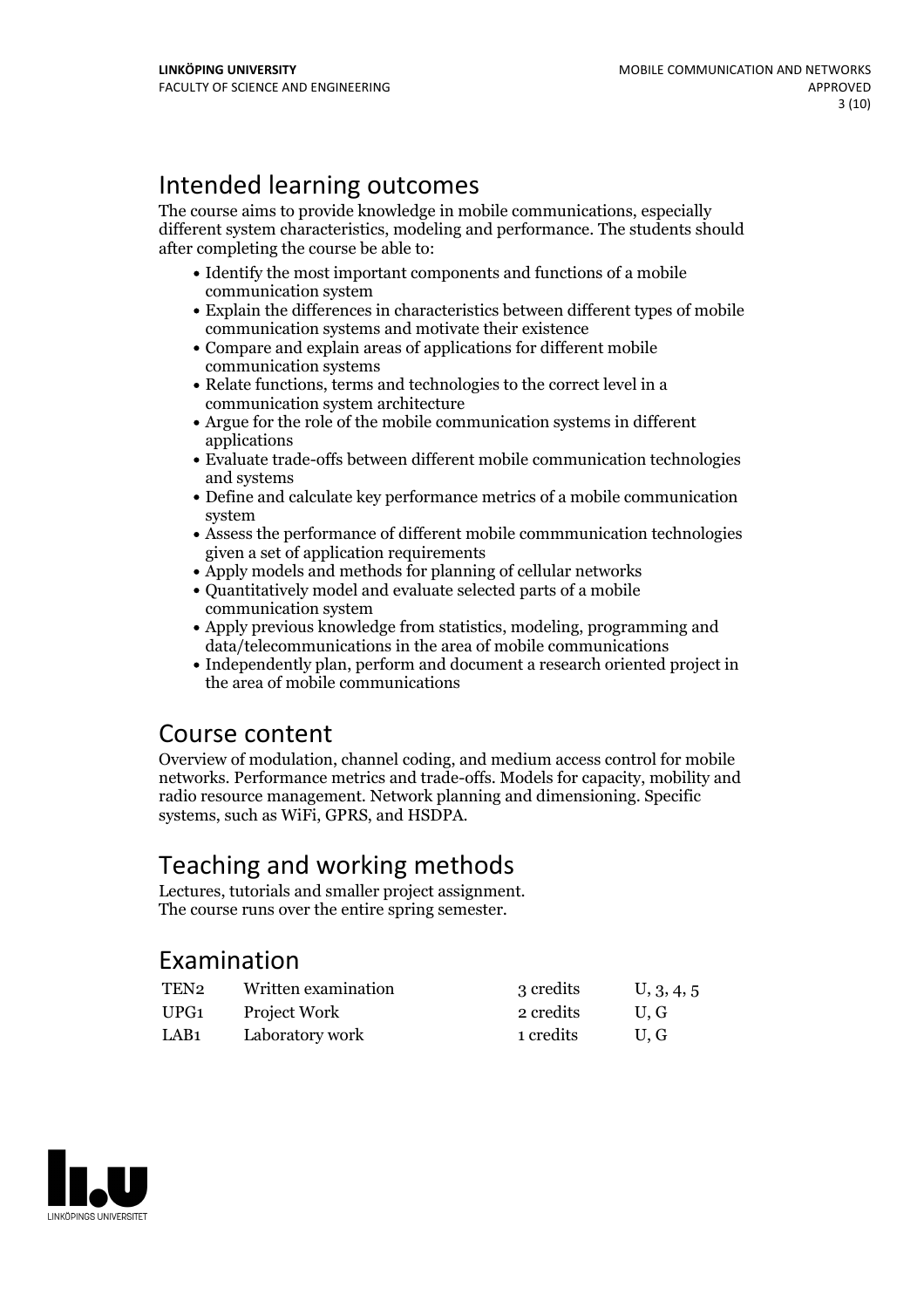# Intended learning outcomes

The course aims to provide knowledge in mobile communications, especially different system characteristics, modeling and performance. The students should after completing the course be able to:

- Identify the most important components and functions of a mobile communication system
- Explain the differences in characteristics between different types of mobile communication systems and motivate their existence
- Compare and explain areas of applications for different mobile communication systems
- Relate functions, terms and technologies to the correct level in a communication system architecture
- Argue for the role of the mobile communication systems in different applications
- Evaluate trade-offs between different mobile communication technologies and systems
- Define and calculate key performance metrics of a mobile communication system
- Assess the performance of different mobile commmunication technologies given a set of application requirements
- Apply models and methods for planning of cellular networks
- Quantitatively model and evaluate selected parts of a mobile communication system
- Apply previous knowledge from statistics, modeling, programming and data/telecommunications in the area of mobile communications
- Independently plan, perform and document a research oriented project in the area of mobile communications

# Course content

Overview of modulation, channel coding, and medium access control for mobile networks. Performance metrics and trade-offs. Models for capacity, mobility and radio resource management. Network planning and dimensioning. Specific systems, such as WiFi, GPRS, and HSDPA.

# Teaching and working methods

Lectures, tutorials and smaller project assignment.
The course runs over the entire spring semester.

# Examination

| | | | |
|---|---|---|---|
| TEN2 | Written examination | 3 credits | U, 3, 4, 5 |
| UPG1 | Project Work | 2 credits | U, G |
| LAB1 | Laboratory work | 1 credits | U, G |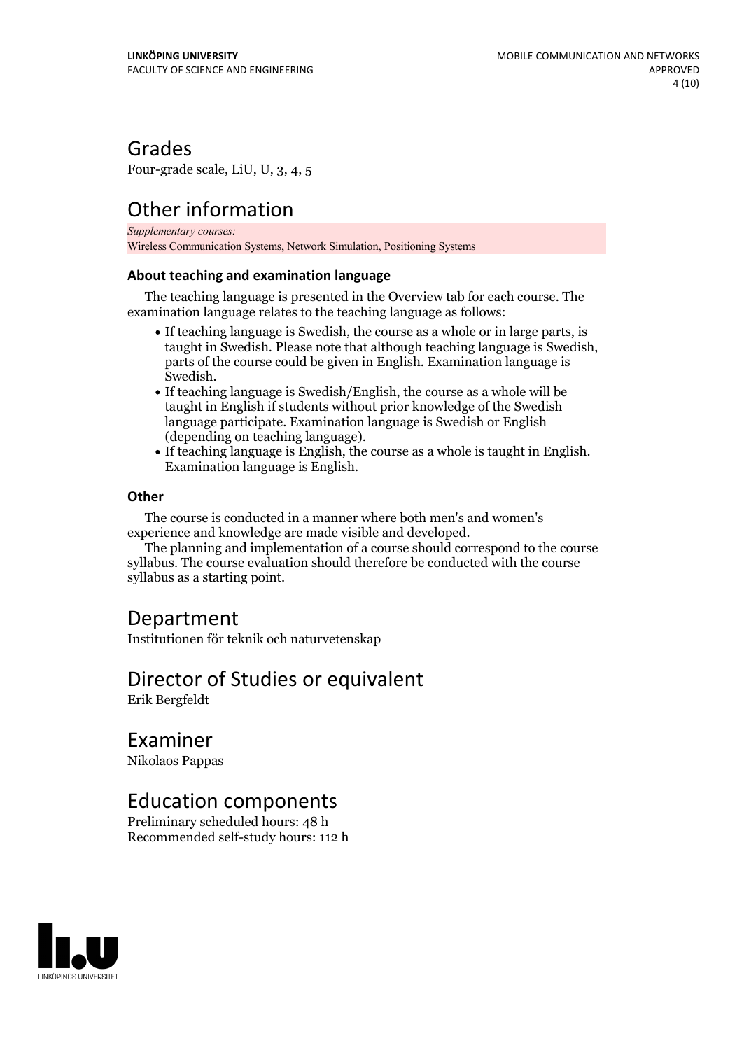## Grades

Four-grade scale, LiU, U, 3, 4, 5

## Other information

*Supplementary courses:*
Wireless Communication Systems, Network Simulation, Positioning Systems

### About teaching and examination language

The teaching language is presented in the Overview tab for each course. The examination language relates to the teaching language as follows:

- If teaching language is Swedish, the course as a whole or in large parts, is taught in Swedish. Please note that although teaching language is Swedish, parts of the course could be given in English. Examination language is Swedish.
- If teaching language is Swedish/English, the course as a whole will be taught in English if students without prior knowledge of the Swedish language participate. Examination language is Swedish or English (depending on teaching language).
- If teaching language is English, the course as a whole is taught in English. Examination language is English.

### Other

The course is conducted in a manner where both men's and women's experience and knowledge are made visible and developed.

The planning and implementation of a course should correspond to the course syllabus. The course evaluation should therefore be conducted with the course syllabus as a starting point.

## Department

Institutionen för teknik och naturvetenskap

## Director of Studies or equivalent

Erik Bergfeldt

## Examiner

Nikolaos Pappas

## Education components

Preliminary scheduled hours: 48 h
Recommended self-study hours: 112 h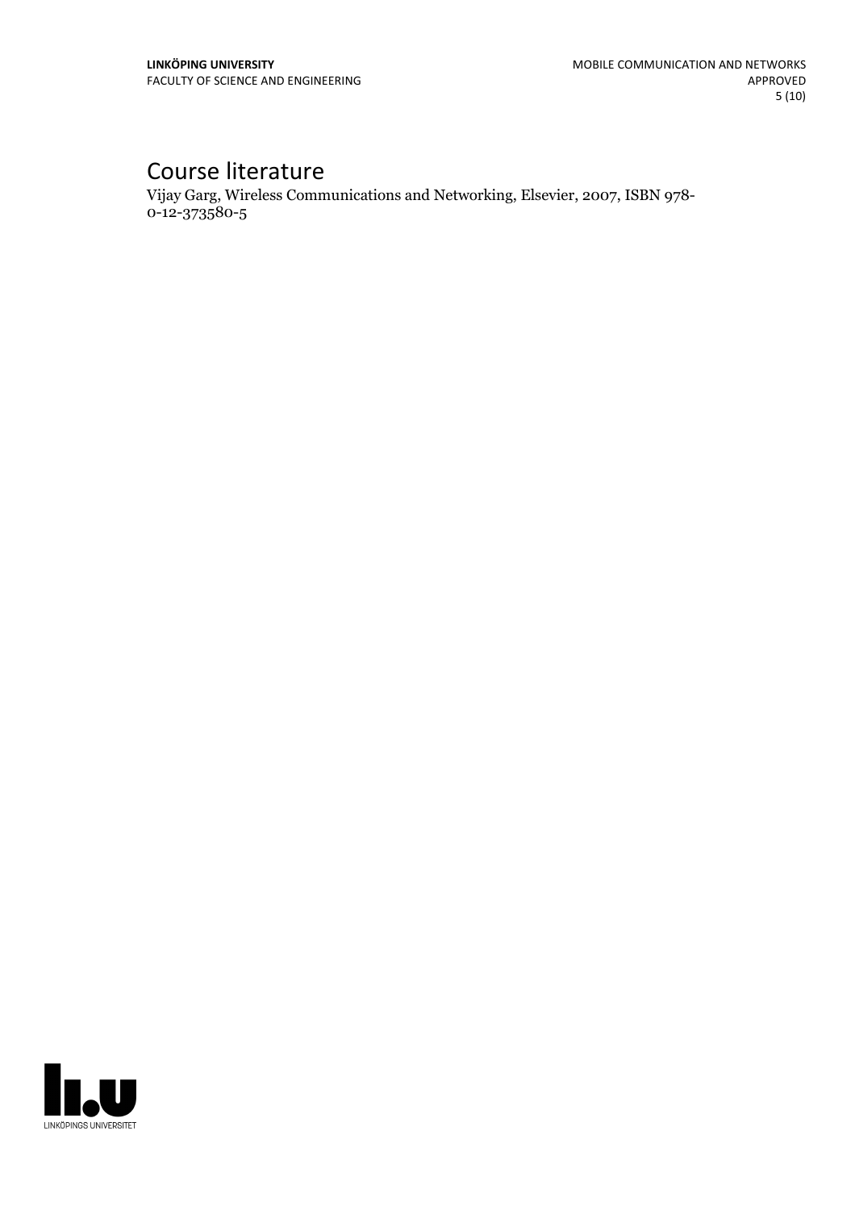# Course literature

Vijay Garg, Wireless Communications and Networking, Elsevier, 2007, ISBN 978-0-12-373580-5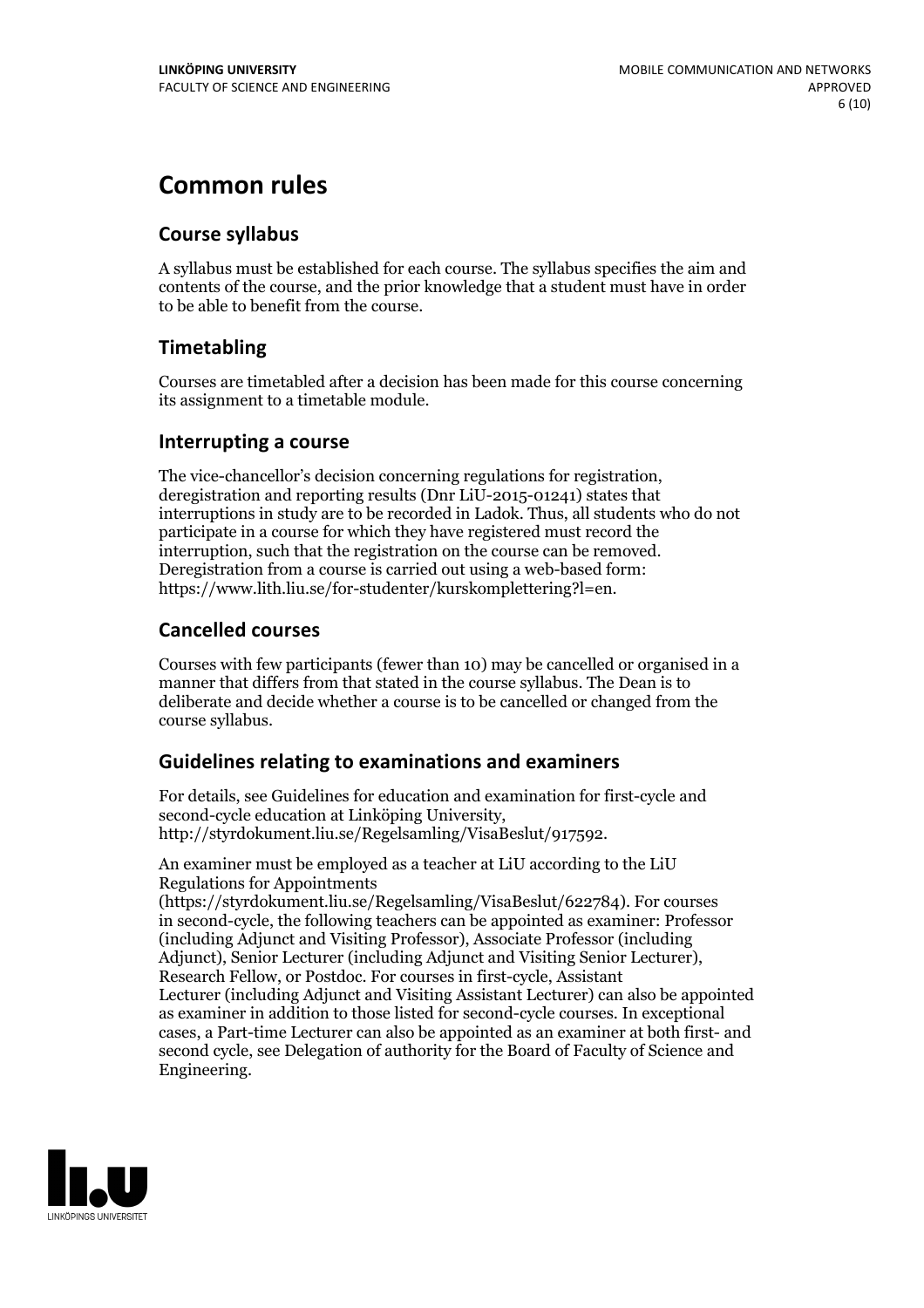# Common rules

## Course syllabus

A syllabus must be established for each course. The syllabus specifies the aim and contents of the course, and the prior knowledge that a student must have in order to be able to benefit from the course.

## Timetabling

Courses are timetabled after a decision has been made for this course concerning its assignment to a timetable module.

## Interrupting a course

The vice-chancellor's decision concerning regulations for registration, deregistration and reporting results (Dnr LiU-2015-01241) states that interruptions in study are to be recorded in Ladok. Thus, all students who do not participate in a course for which they have registered must record the interruption, such that the registration on the course can be removed. Deregistration from a course is carried out using a web-based form: https://www.lith.liu.se/for-studenter/kurskomplettering?l=en.

## Cancelled courses

Courses with few participants (fewer than 10) may be cancelled or organised in a manner that differs from that stated in the course syllabus. The Dean is to deliberate and decide whether a course is to be cancelled or changed from the course syllabus.

## Guidelines relating to examinations and examiners

For details, see Guidelines for education and examination for first-cycle and second-cycle education at Linköping University, http://styrdokument.liu.se/Regelsamling/VisaBeslut/917592.

An examiner must be employed as a teacher at LiU according to the LiU Regulations for Appointments (https://styrdokument.liu.se/Regelsamling/VisaBeslut/622784). For courses in second-cycle, the following teachers can be appointed as examiner: Professor (including Adjunct and Visiting Professor), Associate Professor (including Adjunct), Senior Lecturer (including Adjunct and Visiting Senior Lecturer), Research Fellow, or Postdoc. For courses in first-cycle, Assistant Lecturer (including Adjunct and Visiting Assistant Lecturer) can also be appointed as examiner in addition to those listed for second-cycle courses. In exceptional cases, a Part-time Lecturer can also be appointed as an examiner at both first- and second cycle, see Delegation of authority for the Board of Faculty of Science and Engineering.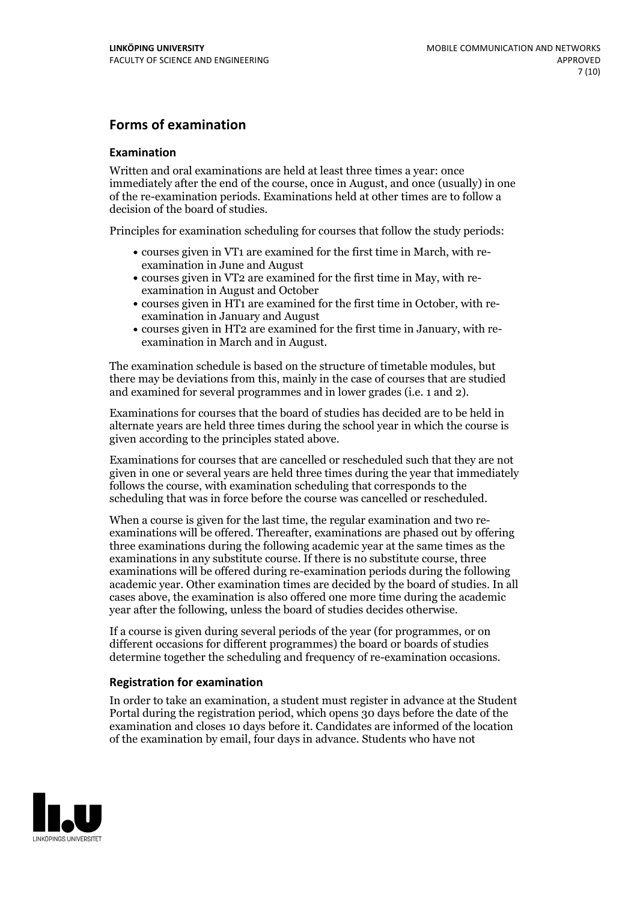## Forms of examination

### Examination

Written and oral examinations are held at least three times a year: once immediately after the end of the course, once in August, and once (usually) in one of the re-examination periods. Examinations held at other times are to follow a decision of the board of studies.

Principles for examination scheduling for courses that follow the study periods:

- courses given in VT1 are examined for the first time in March, with re-examination in June and August
- courses given in VT2 are examined for the first time in May, with re-examination in August and October
- courses given in HT1 are examined for the first time in October, with re-examination in January and August
- courses given in HT2 are examined for the first time in January, with re-examination in March and in August.

The examination schedule is based on the structure of timetable modules, but there may be deviations from this, mainly in the case of courses that are studied and examined for several programmes and in lower grades (i.e. 1 and 2).

Examinations for courses that the board of studies has decided are to be held in alternate years are held three times during the school year in which the course is given according to the principles stated above.

Examinations for courses that are cancelled or rescheduled such that they are not given in one or several years are held three times during the year that immediately follows the course, with examination scheduling that corresponds to the scheduling that was in force before the course was cancelled or rescheduled.

When a course is given for the last time, the regular examination and two re-examinations will be offered. Thereafter, examinations are phased out by offering three examinations during the following academic year at the same times as the examinations in any substitute course. If there is no substitute course, three examinations will be offered during re-examination periods during the following academic year. Other examination times are decided by the board of studies. In all cases above, the examination is also offered one more time during the academic year after the following, unless the board of studies decides otherwise.

If a course is given during several periods of the year (for programmes, or on different occasions for different programmes) the board or boards of studies determine together the scheduling and frequency of re-examination occasions.

### Registration for examination

In order to take an examination, a student must register in advance at the Student Portal during the registration period, which opens 30 days before the date of the examination and closes 10 days before it. Candidates are informed of the location of the examination by email, four days in advance. Students who have not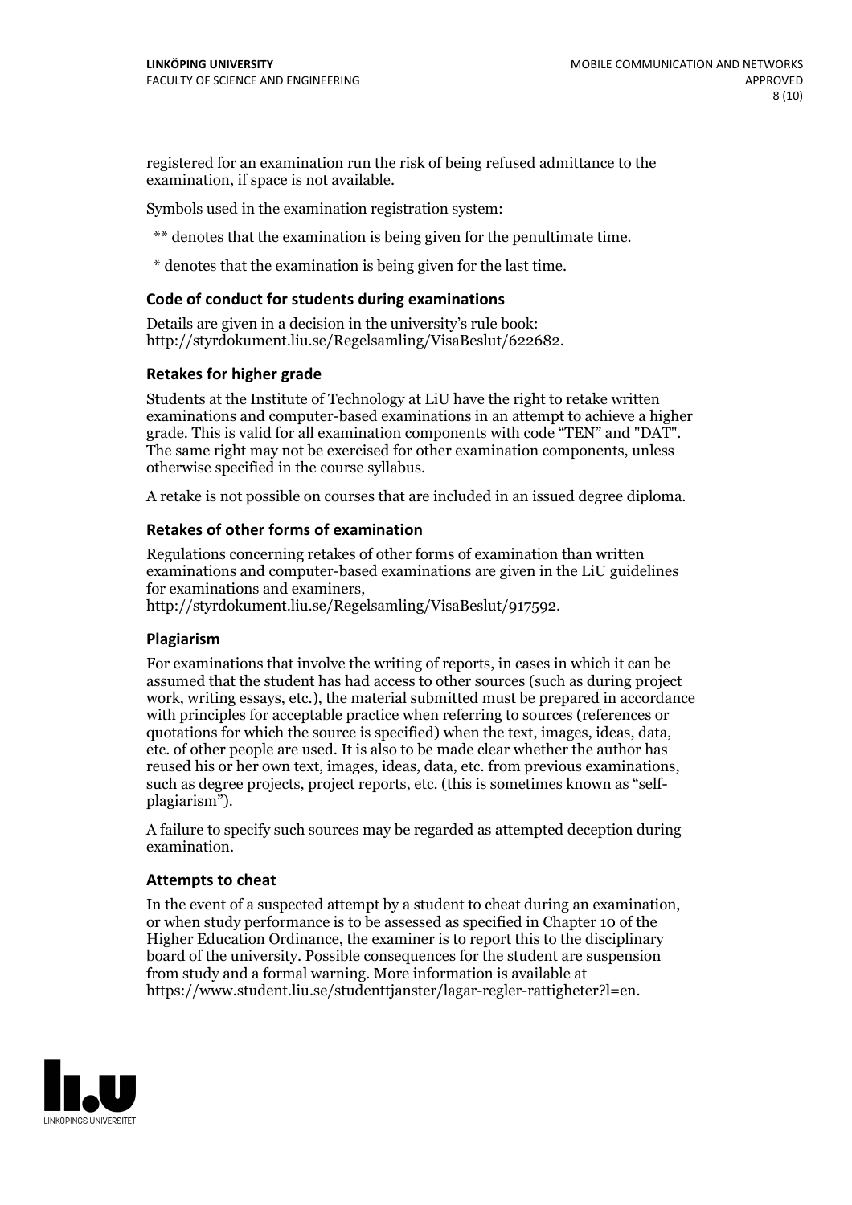registered for an examination run the risk of being refused admittance to the examination, if space is not available.

Symbols used in the examination registration system:

** denotes that the examination is being given for the penultimate time.

* denotes that the examination is being given for the last time.

### Code of conduct for students during examinations

Details are given in a decision in the university's rule book: http://styrdokument.liu.se/Regelsamling/VisaBeslut/622682.

### Retakes for higher grade

Students at the Institute of Technology at LiU have the right to retake written examinations and computer-based examinations in an attempt to achieve a higher grade. This is valid for all examination components with code "TEN" and "DAT". The same right may not be exercised for other examination components, unless otherwise specified in the course syllabus.

A retake is not possible on courses that are included in an issued degree diploma.

### Retakes of other forms of examination

Regulations concerning retakes of other forms of examination than written examinations and computer-based examinations are given in the LiU guidelines for examinations and examiners, http://styrdokument.liu.se/Regelsamling/VisaBeslut/917592.

### Plagiarism

For examinations that involve the writing of reports, in cases in which it can be assumed that the student has had access to other sources (such as during project work, writing essays, etc.), the material submitted must be prepared in accordance with principles for acceptable practice when referring to sources (references or quotations for which the source is specified) when the text, images, ideas, data, etc. of other people are used. It is also to be made clear whether the author has reused his or her own text, images, ideas, data, etc. from previous examinations, such as degree projects, project reports, etc. (this is sometimes known as "self-plagiarism").

A failure to specify such sources may be regarded as attempted deception during examination.

### Attempts to cheat

In the event of a suspected attempt by a student to cheat during an examination, or when study performance is to be assessed as specified in Chapter 10 of the Higher Education Ordinance, the examiner is to report this to the disciplinary board of the university. Possible consequences for the student are suspension from study and a formal warning. More information is available at https://www.student.liu.se/studenttjanster/lagar-regler-rattigheter?l=en.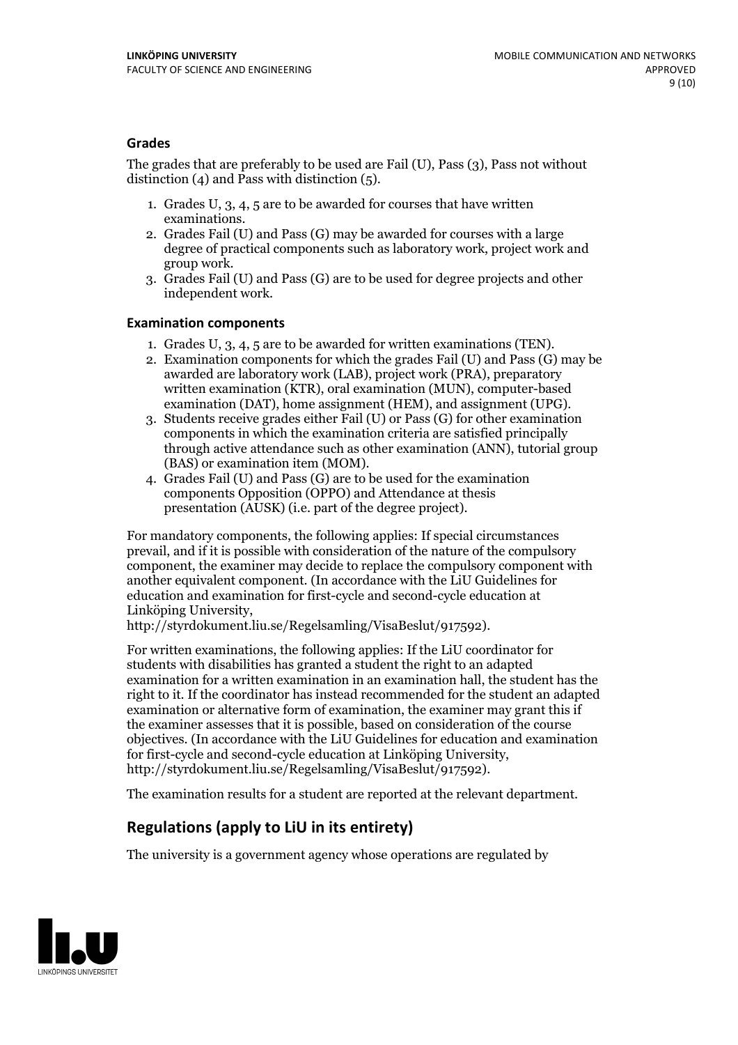### Grades

The grades that are preferably to be used are Fail (U), Pass (3), Pass not without distinction (4) and Pass with distinction (5).

1. Grades U, 3, 4, 5 are to be awarded for courses that have written examinations.
2. Grades Fail (U) and Pass (G) may be awarded for courses with a large degree of practical components such as laboratory work, project work and group work.
3. Grades Fail (U) and Pass (G) are to be used for degree projects and other independent work.

### Examination components

1. Grades U, 3, 4, 5 are to be awarded for written examinations (TEN).
2. Examination components for which the grades Fail (U) and Pass (G) may be awarded are laboratory work (LAB), project work (PRA), preparatory written examination (KTR), oral examination (MUN), computer-based examination (DAT), home assignment (HEM), and assignment (UPG).
3. Students receive grades either Fail (U) or Pass (G) for other examination components in which the examination criteria are satisfied principally through active attendance such as other examination (ANN), tutorial group (BAS) or examination item (MOM).
4. Grades Fail (U) and Pass (G) are to be used for the examination components Opposition (OPPO) and Attendance at thesis presentation (AUSK) (i.e. part of the degree project).

For mandatory components, the following applies: If special circumstances prevail, and if it is possible with consideration of the nature of the compulsory component, the examiner may decide to replace the compulsory component with another equivalent component. (In accordance with the LiU Guidelines for education and examination for first-cycle and second-cycle education at Linköping University, http://styrdokument.liu.se/Regelsamling/VisaBeslut/917592).

For written examinations, the following applies: If the LiU coordinator for students with disabilities has granted a student the right to an adapted examination for a written examination in an examination hall, the student has the right to it. If the coordinator has instead recommended for the student an adapted examination or alternative form of examination, the examiner may grant this if the examiner assesses that it is possible, based on consideration of the course objectives. (In accordance with the LiU Guidelines for education and examination for first-cycle and second-cycle education at Linköping University, http://styrdokument.liu.se/Regelsamling/VisaBeslut/917592).

The examination results for a student are reported at the relevant department.

## Regulations (apply to LiU in its entirety)

The university is a government agency whose operations are regulated by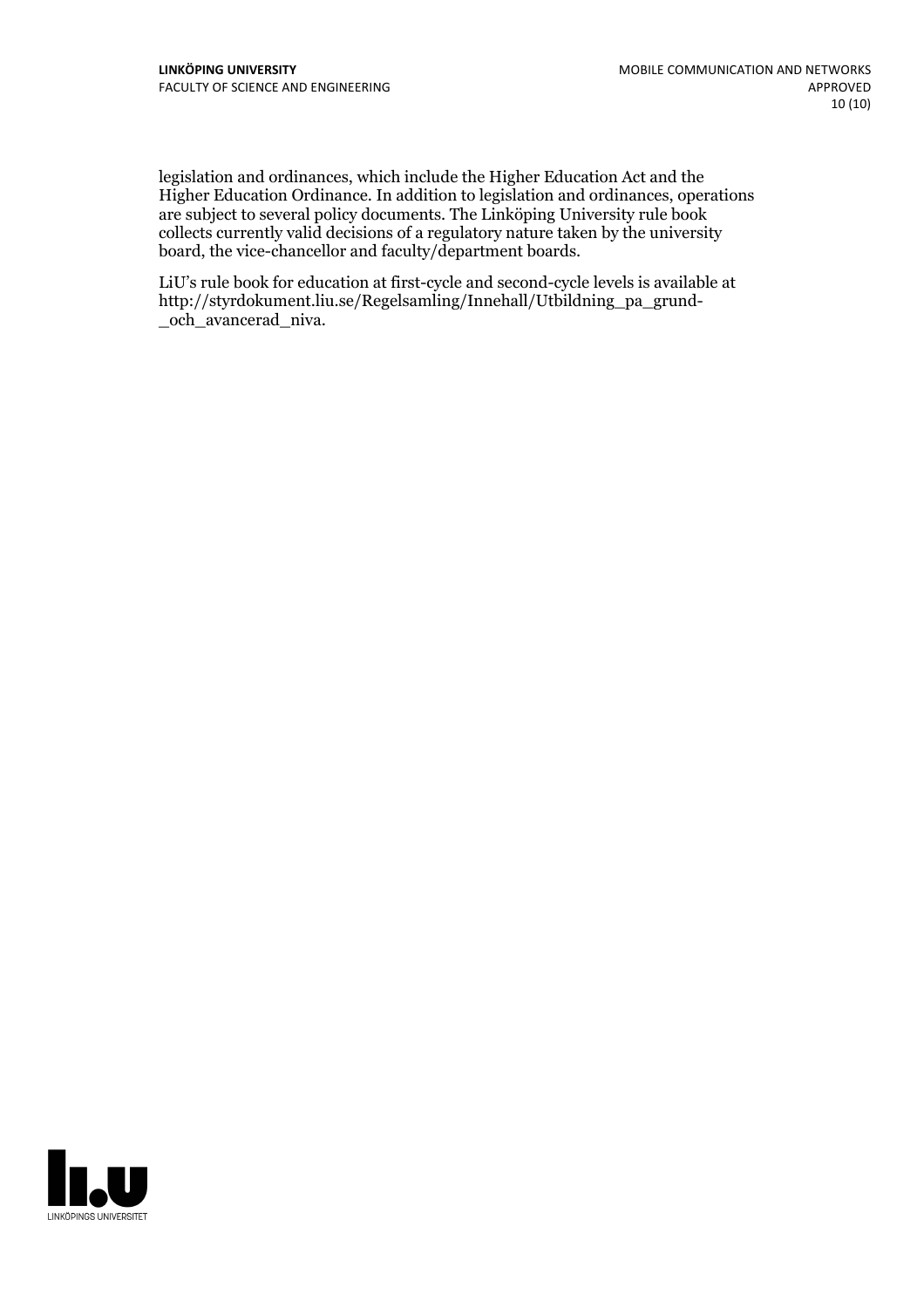legislation and ordinances, which include the Higher Education Act and the Higher Education Ordinance. In addition to legislation and ordinances, operations are subject to several policy documents. The Linköping University rule book collects currently valid decisions of a regulatory nature taken by the university board, the vice-chancellor and faculty/department boards.

LiU's rule book for education at first-cycle and second-cycle levels is available at http://styrdokument.liu.se/Regelsamling/Innehall/Utbildning_pa_grund-_och_avancerad_niva.